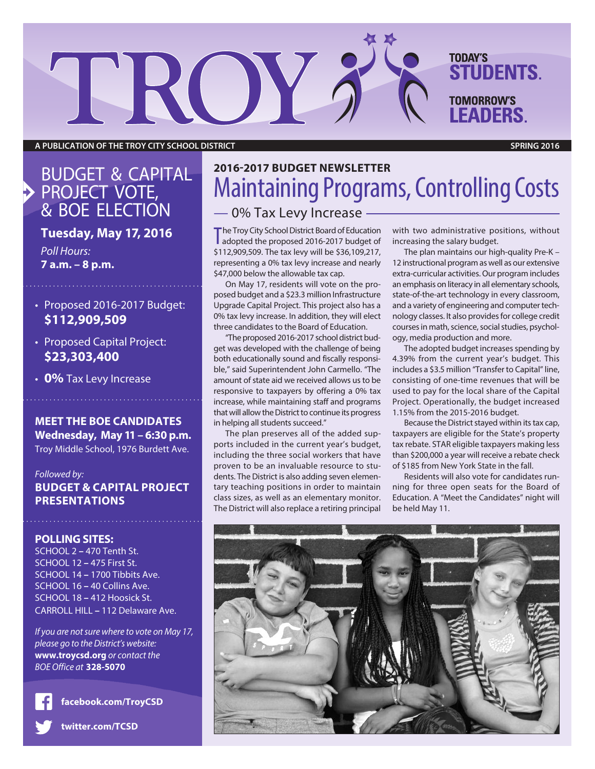# TROY

**TODAY'S STUDENTS. TOMORROW'S LEADERS.**

A PUBLICATION OF THE TROY CITY SCHOOL DISTRICT — SPRING 2016

## BUDGET & CAPITAL PROJECT VOTE, & BOE ELECTION

**Tuesday, May 17, 2016**

*Poll Hours:*
**7 a.m. – 8 p.m.**

- Proposed 2016-2017 Budget: **$112,909,509**
- Proposed Capital Project: **$23,303,400**
- **0%** Tax Levy Increase

**MEET THE BOE CANDIDATES**
**Wednesday, May 11 – 6:30 p.m.**
Troy Middle School, 1976 Burdett Ave.

*Followed by:*
**BUDGET & CAPITAL PROJECT PRESENTATIONS**

**POLLING SITES:**
SCHOOL 2 **–** 470 Tenth St.
SCHOOL 12 **–** 475 First St.
SCHOOL 14 **–** 1700 Tibbits Ave.
SCHOOL 16 **–** 40 Collins Ave.
SCHOOL 18 **–** 412 Hoosick St.
CARROLL HILL **–** 112 Delaware Ave.

*If you are not sure where to vote on May 17, please go to the District's website:* **www.troycsd.org** *or contact the BOE Office at* **328-5070**

**facebook.com/TroyCSD**

**twitter.com/TCSD**

### 2016-2017 BUDGET NEWSLETTER

# Maintaining Programs, Controlling Costs

## — 0% Tax Levy Increase —

The Troy City School District Board of Education adopted the proposed 2016-2017 budget of $112,909,509. The tax levy will be $36,109,217, representing a 0% tax levy increase and nearly $47,000 below the allowable tax cap.

On May 17, residents will vote on the proposed budget and a $23.3 million Infrastructure Upgrade Capital Project. This project also has a 0% tax levy increase. In addition, they will elect three candidates to the Board of Education.

"The proposed 2016-2017 school district budget was developed with the challenge of being both educationally sound and fiscally responsible," said Superintendent John Carmello. "The amount of state aid we received allows us to be responsive to taxpayers by offering a 0% tax increase, while maintaining staff and programs that will allow the District to continue its progress in helping all students succeed."

The plan preserves all of the added supports included in the current year's budget, including the three social workers that have proven to be an invaluable resource to students. The District is also adding seven elementary teaching positions in order to maintain class sizes, as well as an elementary monitor. The District will also replace a retiring principal with two administrative positions, without increasing the salary budget.

The plan maintains our high-quality Pre-K – 12 instructional program as well as our extensive extra-curricular activities. Our program includes an emphasis on literacy in all elementary schools, state-of-the-art technology in every classroom, and a variety of engineering and computer technology classes. It also provides for college credit courses in math, science, social studies, psychology, media production and more.

The adopted budget increases spending by 4.39% from the current year's budget. This includes a $3.5 million "Transfer to Capital" line, consisting of one-time revenues that will be used to pay for the local share of the Capital Project. Operationally, the budget increased 1.15% from the 2015-2016 budget.

Because the District stayed within its tax cap, taxpayers are eligible for the State's property tax rebate. STAR eligible taxpayers making less than $200,000 a year will receive a rebate check of $185 from New York State in the fall.

Residents will also vote for candidates running for three open seats for the Board of Education. A "Meet the Candidates" night will be held May 11.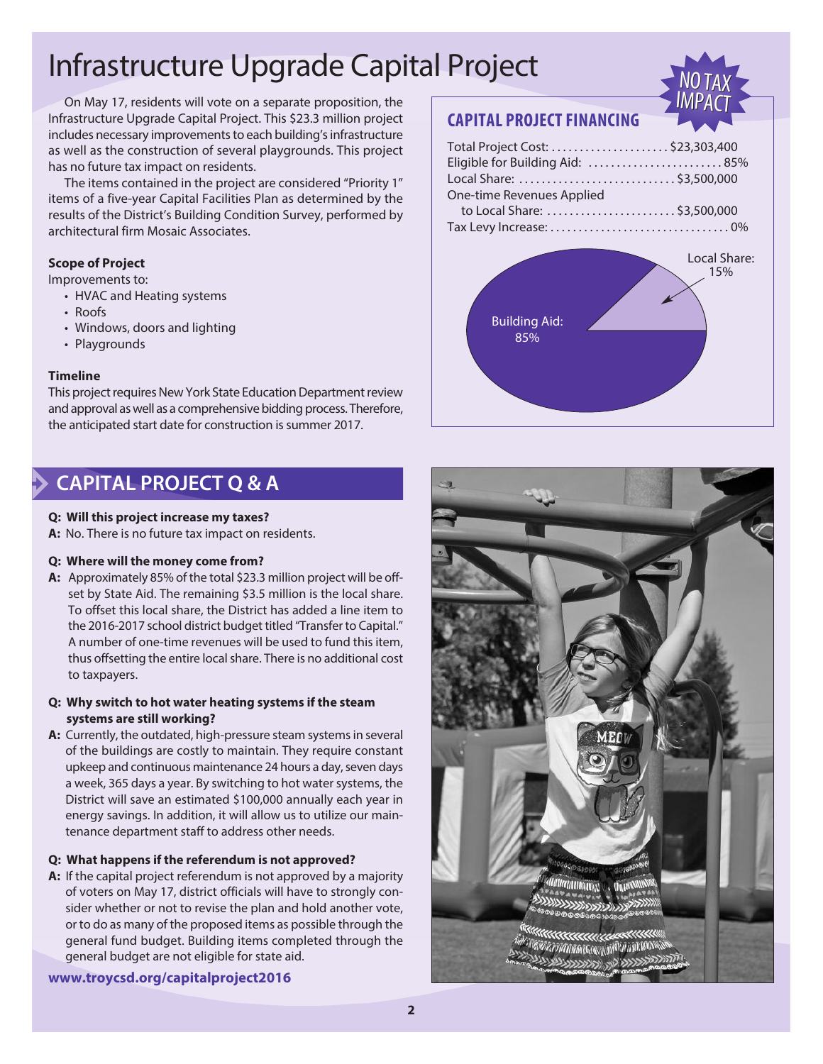# Infrastructure Upgrade Capital Project

On May 17, residents will vote on a separate proposition, the Infrastructure Upgrade Capital Project. This $23.3 million project includes necessary improvements to each building's infrastructure as well as the construction of several playgrounds. This project has no future tax impact on residents.

The items contained in the project are considered "Priority 1" items of a five-year Capital Facilities Plan as determined by the results of the District's Building Condition Survey, performed by architectural firm Mosaic Associates.

**Scope of Project**

Improvements to:

- HVAC and Heating systems
- Roofs
- Windows, doors and lighting
- Playgrounds

**Timeline**

This project requires New York State Education Department review and approval as well as a comprehensive bidding process. Therefore, the anticipated start date for construction is summer 2017.

## CAPITAL PROJECT FINANCING

NO TAX IMPACT

| | |
|---|---|
| Total Project Cost: | $23,303,400 |
| Eligible for Building Aid: | 85% |
| Local Share: | $3,500,000 |
| One-time Revenues Applied to Local Share: | $3,500,000 |
| Tax Levy Increase: | 0% |

Local Share: 15%

Building Aid: 85%

## CAPITAL PROJECT Q & A

**Q: Will this project increase my taxes?**

**A:** No. There is no future tax impact on residents.

**Q: Where will the money come from?**

**A:** Approximately 85% of the total $23.3 million project will be offset by State Aid. The remaining $3.5 million is the local share. To offset this local share, the District has added a line item to the 2016-2017 school district budget titled "Transfer to Capital." A number of one-time revenues will be used to fund this item, thus offsetting the entire local share. There is no additional cost to taxpayers.

**Q: Why switch to hot water heating systems if the steam systems are still working?**

**A:** Currently, the outdated, high-pressure steam systems in several of the buildings are costly to maintain. They require constant upkeep and continuous maintenance 24 hours a day, seven days a week, 365 days a year. By switching to hot water systems, the District will save an estimated $100,000 annually each year in energy savings. In addition, it will allow us to utilize our maintenance department staff to address other needs.

**Q: What happens if the referendum is not approved?**

**A:** If the capital project referendum is not approved by a majority of voters on May 17, district officials will have to strongly consider whether or not to revise the plan and hold another vote, or to do as many of the proposed items as possible through the general fund budget. Building items completed through the general budget are not eligible for state aid.

**www.troycsd.org/capitalproject2016**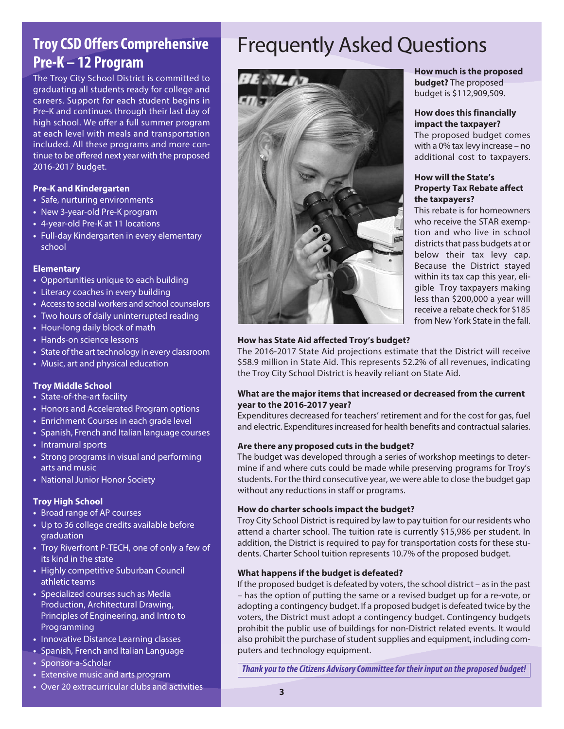## Troy CSD Offers Comprehensive Pre-K – 12 Program

The Troy City School District is committed to graduating all students ready for college and careers. Support for each student begins in Pre-K and continues through their last day of high school. We offer a full summer program at each level with meals and transportation included. All these programs and more continue to be offered next year with the proposed 2016-2017 budget.

**Pre-K and Kindergarten**

- Safe, nurturing environments
- New 3-year-old Pre-K program
- 4-year-old Pre-K at 11 locations
- Full-day Kindergarten in every elementary school

**Elementary**

- Opportunities unique to each building
- Literacy coaches in every building
- Access to social workers and school counselors
- Two hours of daily uninterrupted reading
- Hour-long daily block of math
- Hands-on science lessons
- State of the art technology in every classroom
- Music, art and physical education

**Troy Middle School**

- State-of-the-art facility
- Honors and Accelerated Program options
- Enrichment Courses in each grade level
- Spanish, French and Italian language courses
- Intramural sports
- Strong programs in visual and performing arts and music
- National Junior Honor Society

**Troy High School**

- Broad range of AP courses
- Up to 36 college credits available before graduation
- Troy Riverfront P-TECH, one of only a few of its kind in the state
- Highly competitive Suburban Council athletic teams
- Specialized courses such as Media Production, Architectural Drawing, Principles of Engineering, and Intro to Programming
- Innovative Distance Learning classes
- Spanish, French and Italian Language
- Sponsor-a-Scholar
- Extensive music and arts program
- Over 20 extracurricular clubs and activities

# Frequently Asked Questions

**How much is the proposed budget?** The proposed budget is $112,909,509.

**How does this financially impact the taxpayer?**
The proposed budget comes with a 0% tax levy increase – no additional cost to taxpayers.

**How will the State's Property Tax Rebate affect the taxpayers?**
This rebate is for homeowners who receive the STAR exemption and who live in school districts that pass budgets at or below their tax levy cap. Because the District stayed within its tax cap this year, eligible Troy taxpayers making less than $200,000 a year will receive a rebate check for $185 from New York State in the fall.

**How has State Aid affected Troy's budget?**
The 2016-2017 State Aid projections estimate that the District will receive $58.9 million in State Aid. This represents 52.2% of all revenues, indicating the Troy City School District is heavily reliant on State Aid.

**What are the major items that increased or decreased from the current year to the 2016-2017 year?**
Expenditures decreased for teachers' retirement and for the cost for gas, fuel and electric. Expenditures increased for health benefits and contractual salaries.

**Are there any proposed cuts in the budget?**
The budget was developed through a series of workshop meetings to determine if and where cuts could be made while preserving programs for Troy's students. For the third consecutive year, we were able to close the budget gap without any reductions in staff or programs.

**How do charter schools impact the budget?**
Troy City School District is required by law to pay tuition for our residents who attend a charter school. The tuition rate is currently $15,986 per student. In addition, the District is required to pay for transportation costs for these students. Charter School tuition represents 10.7% of the proposed budget.

**What happens if the budget is defeated?**
If the proposed budget is defeated by voters, the school district – as in the past – has the option of putting the same or a revised budget up for a re-vote, or adopting a contingency budget. If a proposed budget is defeated twice by the voters, the District must adopt a contingency budget. Contingency budgets prohibit the public use of buildings for non-District related events. It would also prohibit the purchase of student supplies and equipment, including computers and technology equipment.

***Thank you to the Citizens Advisory Committee for their input on the proposed budget!***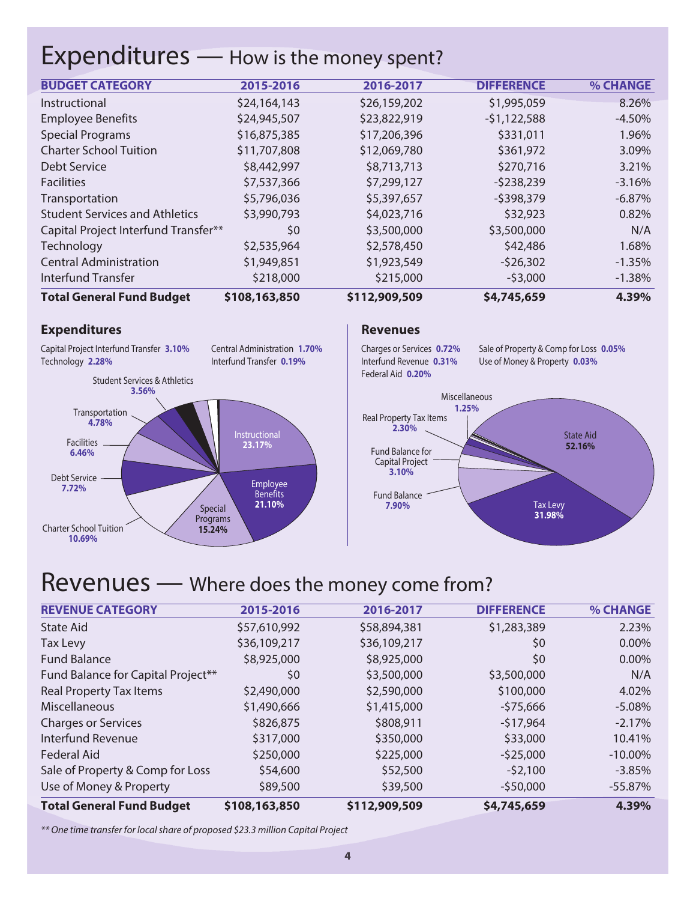# Expenditures — How is the money spent?

| BUDGET CATEGORY | 2015-2016 | 2016-2017 | DIFFERENCE | % CHANGE |
|---|---|---|---|---|
| Instructional | $24,164,143 | $26,159,202 | $1,995,059 | 8.26% |
| Employee Benefits | $24,945,507 | $23,822,919 | -$1,122,588 | -4.50% |
| Special Programs | $16,875,385 | $17,206,396 | $331,011 | 1.96% |
| Charter School Tuition | $11,707,808 | $12,069,780 | $361,972 | 3.09% |
| Debt Service | $8,442,997 | $8,713,713 | $270,716 | 3.21% |
| Facilities | $7,537,366 | $7,299,127 | -$238,239 | -3.16% |
| Transportation | $5,796,036 | $5,397,657 | -$398,379 | -6.87% |
| Student Services and Athletics | $3,990,793 | $4,023,716 | $32,923 | 0.82% |
| Capital Project Interfund Transfer** | $0 | $3,500,000 | $3,500,000 | N/A |
| Technology | $2,535,964 | $2,578,450 | $42,486 | 1.68% |
| Central Administration | $1,949,851 | $1,923,549 | -$26,302 | -1.35% |
| Interfund Transfer | $218,000 | $215,000 | -$3,000 | -1.38% |
| **Total General Fund Budget** | **$108,163,850** | **$112,909,509** | **$4,745,659** | **4.39%** |

### Expenditures

- Instructional **23.17%**
- Employee Benefits **21.10%**
- Special Programs **15.24%**
- Charter School Tuition **10.69%**
- Debt Service **7.72%**
- Facilities **6.46%**
- Transportation **4.78%**
- Student Services & Athletics **3.56%**
- Capital Project Interfund Transfer **3.10%**
- Technology **2.28%**
- Central Administration **1.70%**
- Interfund Transfer **0.19%**

### Revenues

- State Aid **52.16%**
- Tax Levy **31.98%**
- Fund Balance **7.90%**
- Fund Balance for Capital Project **3.10%**
- Real Property Tax Items **2.30%**
- Miscellaneous **1.25%**
- Charges or Services **0.72%**
- Interfund Revenue **0.31%**
- Federal Aid **0.20%**
- Sale of Property & Comp for Loss **0.05%**
- Use of Money & Property **0.03%**

# Revenues — Where does the money come from?

| REVENUE CATEGORY | 2015-2016 | 2016-2017 | DIFFERENCE | % CHANGE |
|---|---|---|---|---|
| State Aid | $57,610,992 | $58,894,381 | $1,283,389 | 2.23% |
| Tax Levy | $36,109,217 | $36,109,217 | $0 | 0.00% |
| Fund Balance | $8,925,000 | $8,925,000 | $0 | 0.00% |
| Fund Balance for Capital Project** | $0 | $3,500,000 | $3,500,000 | N/A |
| Real Property Tax Items | $2,490,000 | $2,590,000 | $100,000 | 4.02% |
| Miscellaneous | $1,490,666 | $1,415,000 | -$75,666 | -5.08% |
| Charges or Services | $826,875 | $808,911 | -$17,964 | -2.17% |
| Interfund Revenue | $317,000 | $350,000 | $33,000 | 10.41% |
| Federal Aid | $250,000 | $225,000 | -$25,000 | -10.00% |
| Sale of Property & Comp for Loss | $54,600 | $52,500 | -$2,100 | -3.85% |
| Use of Money & Property | $89,500 | $39,500 | -$50,000 | -55.87% |
| **Total General Fund Budget** | **$108,163,850** | **$112,909,509** | **$4,745,659** | **4.39%** |

*** One time transfer for local share of proposed $23.3 million Capital Project*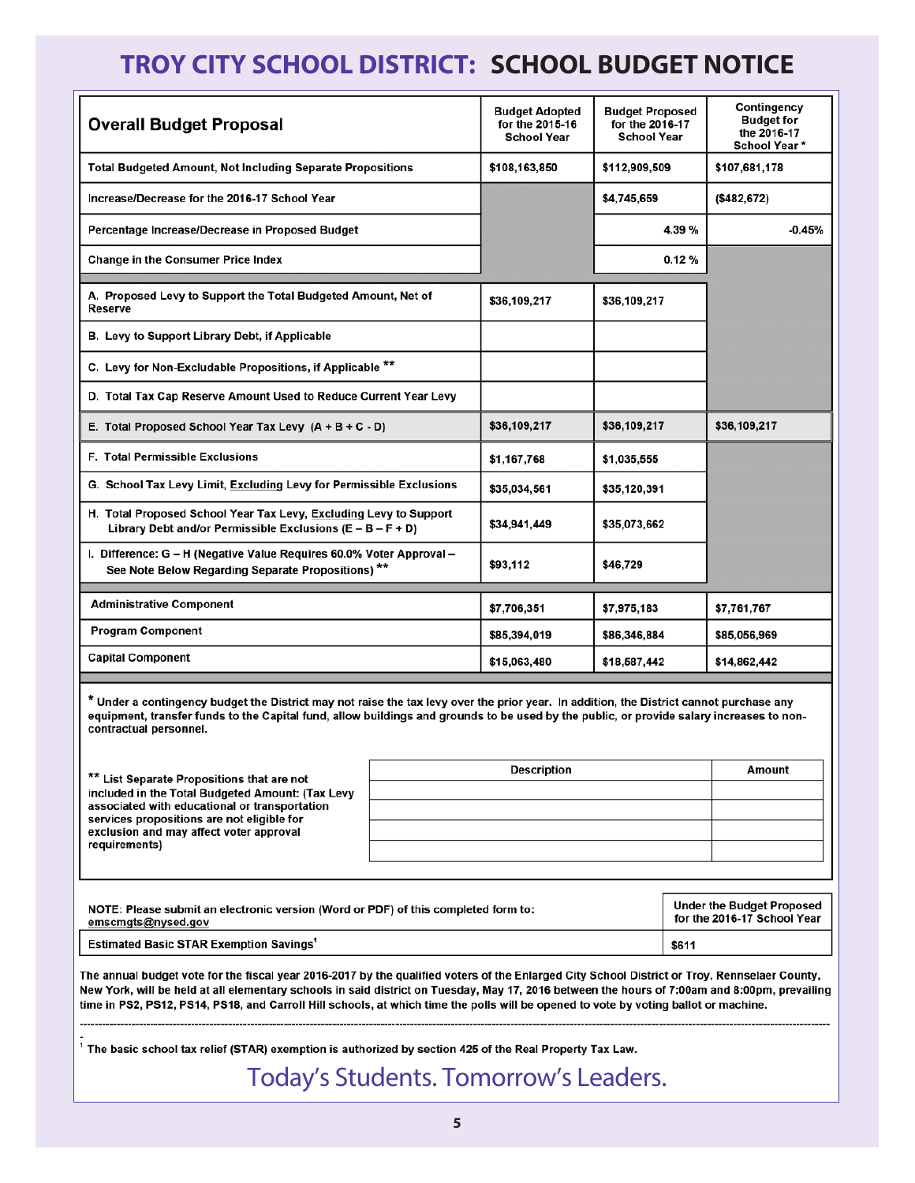# TROY CITY SCHOOL DISTRICT: SCHOOL BUDGET NOTICE

| Overall Budget Proposal | Budget Adopted for the 2015-16 School Year | Budget Proposed for the 2016-17 School Year | Contingency Budget for the 2016-17 School Year * |
|---|---|---|---|
| Total Budgeted Amount, Not Including Separate Propositions | $108,163,850 | $112,909,509 | $107,681,178 |
| Increase/Decrease for the 2016-17 School Year | | $4,745,659 | ($482,672) |
| Percentage Increase/Decrease in Proposed Budget | | 4.39 % | -0.45% |
| Change in the Consumer Price Index | | 0.12 % | |
| A. Proposed Levy to Support the Total Budgeted Amount, Net of Reserve | $36,109,217 | $36,109,217 | |
| B. Levy to Support Library Debt, if Applicable | | | |
| C. Levy for Non-Excludable Propositions, if Applicable ** | | | |
| D. Total Tax Cap Reserve Amount Used to Reduce Current Year Levy | | | |
| E. Total Proposed School Year Tax Levy (A + B + C - D) | $36,109,217 | $36,109,217 | $36,109,217 |
| F. Total Permissible Exclusions | $1,167,768 | $1,035,555 | |
| G. School Tax Levy Limit, Excluding Levy for Permissible Exclusions | $35,034,561 | $35,120,391 | |
| H. Total Proposed School Year Tax Levy, Excluding Levy to Support Library Debt and/or Permissible Exclusions (E – B – F + D) | $34,941,449 | $35,073,662 | |
| I. Difference: G – H (Negative Value Requires 60.0% Voter Approval – See Note Below Regarding Separate Propositions) ** | $93,112 | $46,729 | |
| Administrative Component | $7,706,351 | $7,975,183 | $7,761,767 |
| Program Component | $85,394,019 | $86,346,884 | $85,056,969 |
| Capital Component | $15,063,480 | $18,587,442 | $14,862,442 |

**\* Under a contingency budget the District may not raise the tax levy over the prior year. In addition, the District cannot purchase any equipment, transfer funds to the Capital fund, allow buildings and grounds to be used by the public, or provide salary increases to non-contractual personnel.**

**\*\* List Separate Propositions that are not included in the Total Budgeted Amount: (Tax Levy associated with educational or transportation services propositions are not eligible for exclusion and may affect voter approval requirements)**

| Description | Amount |
|---|---|
| | |
| | |
| | |
| | |

| NOTE: Please submit an electronic version (Word or PDF) of this completed form to: emscmgts@nysed.gov | Under the Budget Proposed for the 2016-17 School Year |
|---|---|
| Estimated Basic STAR Exemption Savings[1] | $611 |

**The annual budget vote for the fiscal year 2016-2017 by the qualified voters of the Enlarged City School District or Troy, Rensselaer County, New York, will be held at all elementary schools in said district on Tuesday, May 17, 2016 between the hours of 7:00am and 8:00pm, prevailing time in PS2, PS12, PS14, PS18, and Carroll Hill schools, at which time the polls will be opened to vote by voting ballot or machine.**

[1] **The basic school tax relief (STAR) exemption is authorized by section 425 of the Real Property Tax Law.**

Today's Students. Tomorrow's Leaders.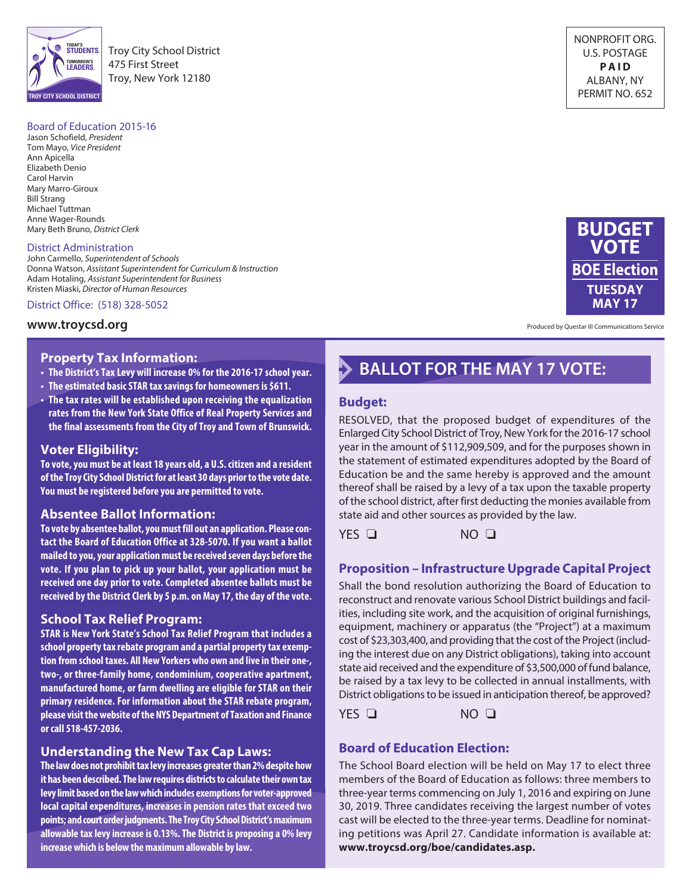Troy City School District
475 First Street
Troy, New York 12180

NONPROFIT ORG.
U.S. POSTAGE
**PAID**
ALBANY, NY
PERMIT NO. 652

Board of Education 2015-16

Jason Schofield, *President*
Tom Mayo, *Vice President*
Ann Apicella
Elizabeth Denio
Carol Harvin
Mary Marro-Giroux
Bill Strang
Michael Tuttman
Anne Wager-Rounds
Mary Beth Bruno, *District Clerk*

District Administration

John Carmello, *Superintendent of Schools*
Donna Watson, *Assistant Superintendent for Curriculum & Instruction*
Adam Hotaling, *Assistant Superintendent for Business*
Kristen Miaski, *Director of Human Resources*

District Office: (518) 328-5052

**www.troycsd.org**

**BUDGET VOTE**
**BOE Election**
**TUESDAY MAY 17**

Produced by Questar III Communications Service

## Property Tax Information:

- **The District's Tax Levy will increase 0% for the 2016-17 school year.**
- **The estimated basic STAR tax savings for homeowners is $611.**
- **The tax rates will be established upon receiving the equalization rates from the New York State Office of Real Property Services and the final assessments from the City of Troy and Town of Brunswick.**

## Voter Eligibility:

**To vote, you must be at least 18 years old, a U.S. citizen and a resident of the Troy City School District for at least 30 days prior to the vote date. You must be registered before you are permitted to vote.**

## Absentee Ballot Information:

**To vote by absentee ballot, you must fill out an application. Please contact the Board of Education Office at 328-5070. If you want a ballot mailed to you, your application must be received seven days before the vote. If you plan to pick up your ballot, your application must be received one day prior to vote. Completed absentee ballots must be received by the District Clerk by 5 p.m. on May 17, the day of the vote.**

## School Tax Relief Program:

**STAR is New York State's School Tax Relief Program that includes a school property tax rebate program and a partial property tax exemption from school taxes. All New Yorkers who own and live in their one-, two-, or three-family home, condominium, cooperative apartment, manufactured home, or farm dwelling are eligible for STAR on their primary residence. For information about the STAR rebate program, please visit the website of the NYS Department of Taxation and Finance or call 518-457-2036.**

## Understanding the New Tax Cap Laws:

**The law does not prohibit tax levy increases greater than 2% despite how it has been described. The law requires districts to calculate their own tax levy limit based on the law which includes exemptions for voter-approved local capital expenditures, increases in pension rates that exceed two points; and court order judgments. The Troy City School District's maximum allowable tax levy increase is 0.13%. The District is proposing a 0% levy increase which is below the maximum allowable by law.**

## BALLOT FOR THE MAY 17 VOTE:

### Budget:

RESOLVED, that the proposed budget of expenditures of the Enlarged City School District of Troy, New York for the 2016-17 school year in the amount of $112,909,509, and for the purposes shown in the statement of estimated expenditures adopted by the Board of Education be and the same hereby is approved and the amount thereof shall be raised by a levy of a tax upon the taxable property of the school district, after first deducting the monies available from state aid and other sources as provided by the law.

YES ❑ NO ❑

### Proposition – Infrastructure Upgrade Capital Project

Shall the bond resolution authorizing the Board of Education to reconstruct and renovate various School District buildings and facilities, including site work, and the acquisition of original furnishings, equipment, machinery or apparatus (the "Project") at a maximum cost of $23,303,400, and providing that the cost of the Project (including the interest due on any District obligations), taking into account state aid received and the expenditure of $3,500,000 of fund balance, be raised by a tax levy to be collected in annual installments, with District obligations to be issued in anticipation thereof, be approved?

YES ❑ NO ❑

### Board of Education Election:

The School Board election will be held on May 17 to elect three members of the Board of Education as follows: three members to three-year terms commencing on July 1, 2016 and expiring on June 30, 2019. Three candidates receiving the largest number of votes cast will be elected to the three-year terms. Deadline for nominating petitions was April 27. Candidate information is available at: **www.troycsd.org/boe/candidates.asp.**